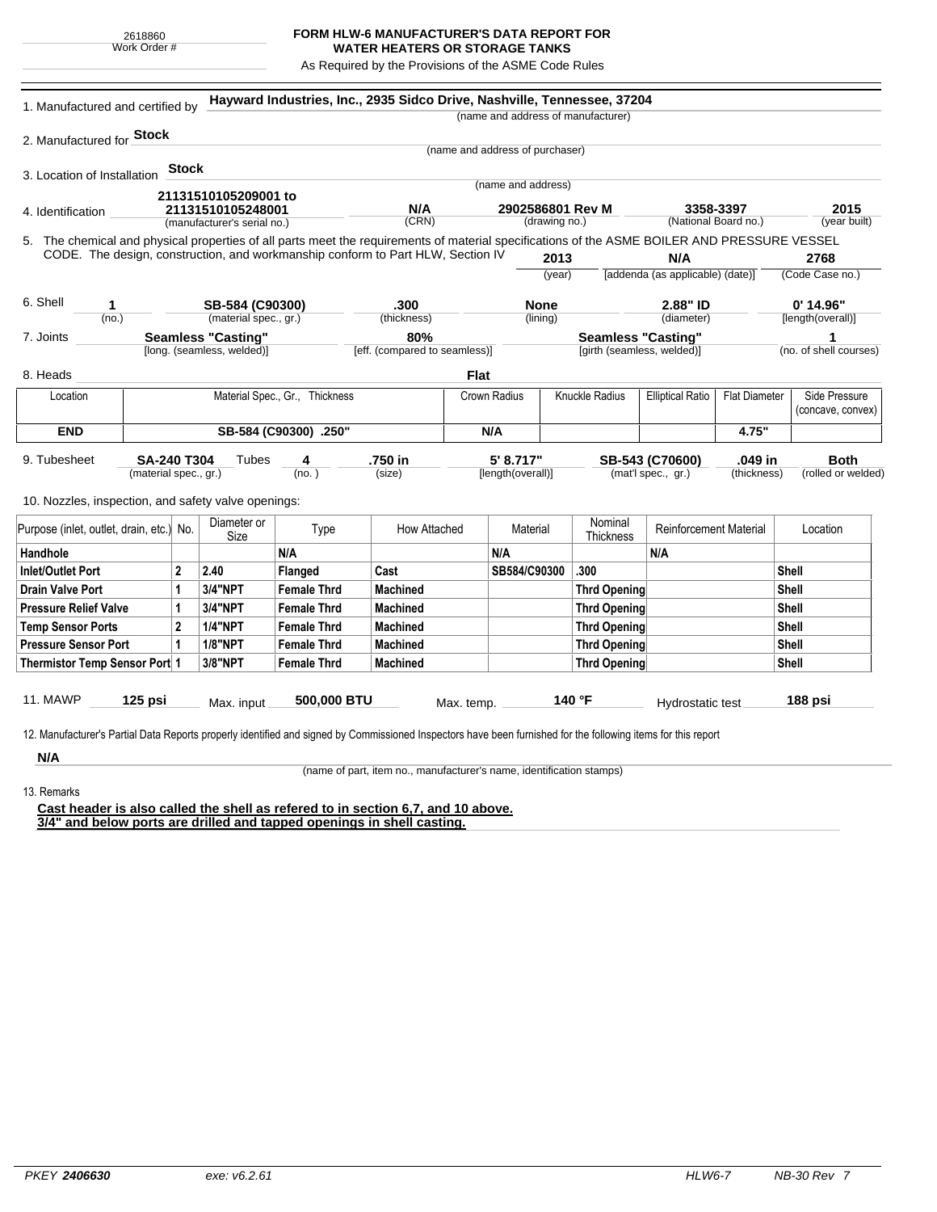2618860
Work Order #

# FORM HLW-6 MANUFACTURER'S DATA REPORT FOR WATER HEATERS OR STORAGE TANKS

As Required by the Provisions of the ASME Code Rules

1. Manufactured and certified by **Hayward Industries, Inc., 2935 Sidco Drive, Nashville, Tennessee, 37204**
(name and address of manufacturer)

2. Manufactured for **Stock**
(name and address of purchaser)

3. Location of Installation **Stock**
(name and address)

4. Identification **21131510105209001 to 21131510105248001** (manufacturer's serial no.) **N/A** (CRN) **2902586801 Rev M** (drawing no.) **3358-3397** (National Board no.) **2015** (year built)

5. The chemical and physical properties of all parts meet the requirements of material specifications of the ASME BOILER AND PRESSURE VESSEL CODE. The design, construction, and workmanship conform to Part HLW, Section IV **2013** (year) **N/A** [addenda (as applicable) (date)] **2768** (Code Case no.)

6. Shell **1** (no.) **SB-584 (C90300)** (material spec., gr.) **.300** (thickness) **None** (lining) **2.88" ID** (diameter) **0' 14.96"** [length(overall)]

7. Joints **Seamless "Casting"** [long. (seamless, welded)] **80%** [eff. (compared to seamless)] **Seamless "Casting"** [girth (seamless, welded)] **1** (no. of shell courses)

8. Heads **Flat**

| Location | Material Spec., Gr., Thickness | Crown Radius | Knuckle Radius | Elliptical Ratio | Flat Diameter | Side Pressure (concave, convex) |
|---|---|---|---|---|---|---|
| **END** | **SB-584 (C90300) .250"** | **N/A** | | | **4.75"** | |

9. Tubesheet **SA-240 T304** (material spec., gr.) Tubes **4** (no.) **.750 in** (size) **5' 8.717"** [length(overall)] **SB-543 (C70600)** (mat'l spec., gr.) **.049 in** (thickness) **Both** (rolled or welded)

10. Nozzles, inspection, and safety valve openings:

| Purpose (inlet, outlet, drain, etc.) | No. | Diameter or Size | Type | How Attached | Material | Nominal Thickness | Reinforcement Material | Location |
|---|---|---|---|---|---|---|---|---|
| **Handhole** | | | **N/A** | | **N/A** | | **N/A** | |
| **Inlet/Outlet Port** | **2** | **2.40** | **Flanged** | **Cast** | **SB584/C90300** | **.300** | | **Shell** |
| **Drain Valve Port** | **1** | **3/4"NPT** | **Female Thrd** | **Machined** | | **Thrd Opening** | | **Shell** |
| **Pressure Relief Valve** | **1** | **3/4"NPT** | **Female Thrd** | **Machined** | | **Thrd Opening** | | **Shell** |
| **Temp Sensor Ports** | **2** | **1/4"NPT** | **Female Thrd** | **Machined** | | **Thrd Opening** | | **Shell** |
| **Pressure Sensor Port** | **1** | **1/8"NPT** | **Female Thrd** | **Machined** | | **Thrd Opening** | | **Shell** |
| **Thermistor Temp Sensor Port** | **1** | **3/8"NPT** | **Female Thrd** | **Machined** | | **Thrd Opening** | | **Shell** |

11. MAWP **125 psi** Max. input **500,000 BTU** Max. temp. **140 °F** Hydrostatic test **188 psi**

12. Manufacturer's Partial Data Reports properly identified and signed by Commissioned Inspectors have been furnished for the following items for this report

**N/A**
(name of part, item no., manufacturer's name, identification stamps)

13. Remarks

**Cast header is also called the shell as refered to in section 6,7, and 10 above.**
**3/4" and below ports are drilled and tapped openings in shell casting.**

*PKEY* ***2406630*** *exe: v6.2.61* *HLW6-7* *NB-30 Rev 7*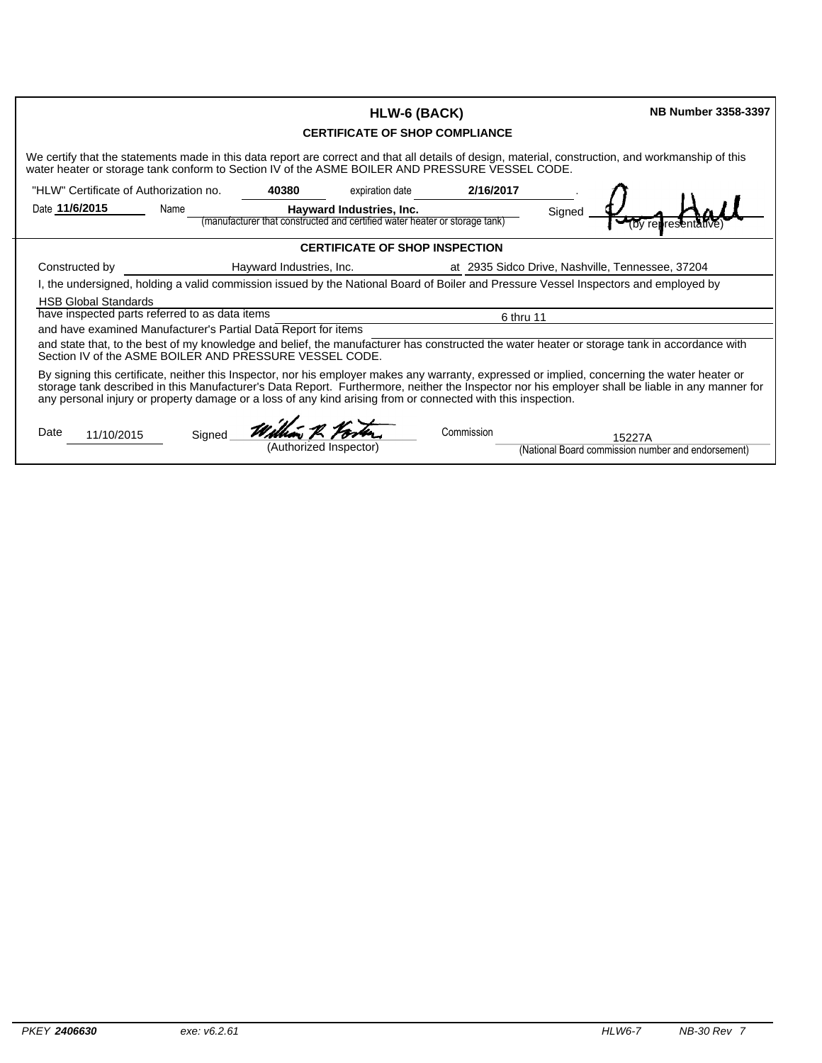## HLW-6 (BACK)

**NB Number 3358-3397**

### CERTIFICATE OF SHOP COMPLIANCE

We certify that the statements made in this data report are correct and that all details of design, material, construction, and workmanship of this water heater or storage tank conform to Section IV of the ASME BOILER AND PRESSURE VESSEL CODE.

"HLW" Certificate of Authorization no. **40380** expiration date **2/16/2017** .

Date **11/6/2015** Name **Hayward Industries, Inc.** Signed (by representative)

(manufacturer that constructed and certified water heater or storage tank)

### CERTIFICATE OF SHOP INSPECTION

Constructed by Hayward Industries, Inc. at 2935 Sidco Drive, Nashville, Tennessee, 37204

I, the undersigned, holding a valid commission issued by the National Board of Boiler and Pressure Vessel Inspectors and employed by HSB Global Standards

have inspected parts referred to as data items 6 thru 11

and have examined Manufacturer's Partial Data Report for items

and state that, to the best of my knowledge and belief, the manufacturer has constructed the water heater or storage tank in accordance with Section IV of the ASME BOILER AND PRESSURE VESSEL CODE.

By signing this certificate, neither this Inspector, nor his employer makes any warranty, expressed or implied, concerning the water heater or storage tank described in this Manufacturer's Data Report. Furthermore, neither the Inspector nor his employer shall be liable in any manner for any personal injury or property damage or a loss of any kind arising from or connected with this inspection.

Date 11/10/2015 Signed (Authorized Inspector) Commission 15227A (National Board commission number and endorsement)

*PKEY* ***2406630*** *exe: v6.2.61* *HLW6-7* *NB-30 Rev 7*